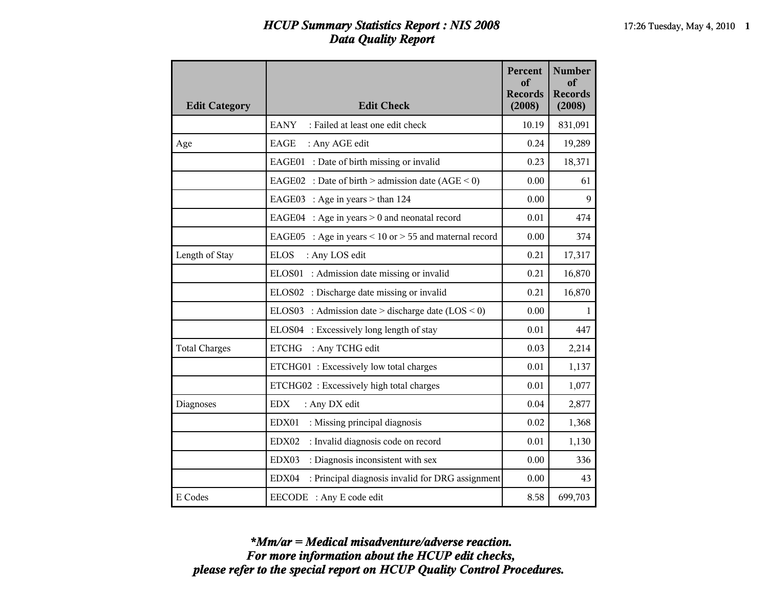# HCUP Summary Statistics Report : NIS 2008
## Data Quality Report

| Edit Category | Edit Check | Percent of Records (2008) | Number of Records (2008) |
|---|---|---|---|
| | EANY : Failed at least one edit check | 10.19 | 831,091 |
| Age | EAGE : Any AGE edit | 0.24 | 19,289 |
| | EAGE01 : Date of birth missing or invalid | 0.23 | 18,371 |
| | EAGE02 : Date of birth > admission date (AGE < 0) | 0.00 | 61 |
| | EAGE03 : Age in years > than 124 | 0.00 | 9 |
| | EAGE04 : Age in years > 0 and neonatal record | 0.01 | 474 |
| | EAGE05 : Age in years < 10 or > 55 and maternal record | 0.00 | 374 |
| Length of Stay | ELOS : Any LOS edit | 0.21 | 17,317 |
| | ELOS01 : Admission date missing or invalid | 0.21 | 16,870 |
| | ELOS02 : Discharge date missing or invalid | 0.21 | 16,870 |
| | ELOS03 : Admission date > discharge date (LOS < 0) | 0.00 | 1 |
| | ELOS04 : Excessively long length of stay | 0.01 | 447 |
| Total Charges | ETCHG : Any TCHG edit | 0.03 | 2,214 |
| | ETCHG01 : Excessively low total charges | 0.01 | 1,137 |
| | ETCHG02 : Excessively high total charges | 0.01 | 1,077 |
| Diagnoses | EDX : Any DX edit | 0.04 | 2,877 |
| | EDX01 : Missing principal diagnosis | 0.02 | 1,368 |
| | EDX02 : Invalid diagnosis code on record | 0.01 | 1,130 |
| | EDX03 : Diagnosis inconsistent with sex | 0.00 | 336 |
| | EDX04 : Principal diagnosis invalid for DRG assignment | 0.00 | 43 |
| E Codes | EECODE : Any E code edit | 8.58 | 699,703 |

***Mm/ar = Medical misadventure/adverse reaction.***
***For more information about the HCUP edit checks,***
***please refer to the special report on HCUP Quality Control Procedures.***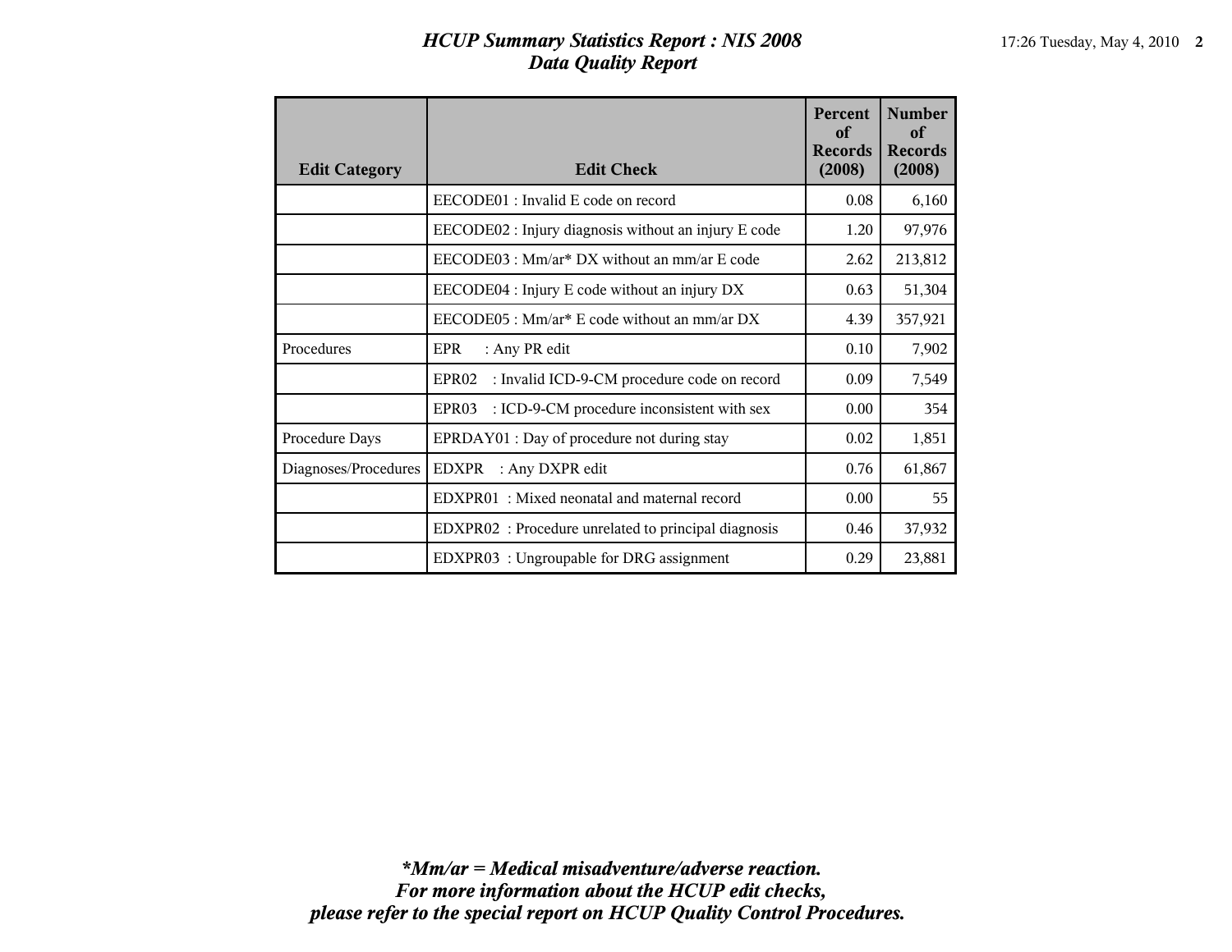# HCUP Summary Statistics Report : NIS 2008
## Data Quality Report

| Edit Category | Edit Check | Percent of Records (2008) | Number of Records (2008) |
|---|---|---|---|
| | EECODE01 : Invalid E code on record | 0.08 | 6,160 |
| | EECODE02 : Injury diagnosis without an injury E code | 1.20 | 97,976 |
| | EECODE03 : Mm/ar* DX without an mm/ar E code | 2.62 | 213,812 |
| | EECODE04 : Injury E code without an injury DX | 0.63 | 51,304 |
| | EECODE05 : Mm/ar* E code without an mm/ar DX | 4.39 | 357,921 |
| Procedures | EPR : Any PR edit | 0.10 | 7,902 |
| | EPR02 : Invalid ICD-9-CM procedure code on record | 0.09 | 7,549 |
| | EPR03 : ICD-9-CM procedure inconsistent with sex | 0.00 | 354 |
| Procedure Days | EPRDAY01 : Day of procedure not during stay | 0.02 | 1,851 |
| Diagnoses/Procedures | EDXPR : Any DXPR edit | 0.76 | 61,867 |
| | EDXPR01 : Mixed neonatal and maternal record | 0.00 | 55 |
| | EDXPR02 : Procedure unrelated to principal diagnosis | 0.46 | 37,932 |
| | EDXPR03 : Ungroupable for DRG assignment | 0.29 | 23,881 |

***Mm/ar = Medical misadventure/adverse reaction.***
***For more information about the HCUP edit checks,***
***please refer to the special report on HCUP Quality Control Procedures.***